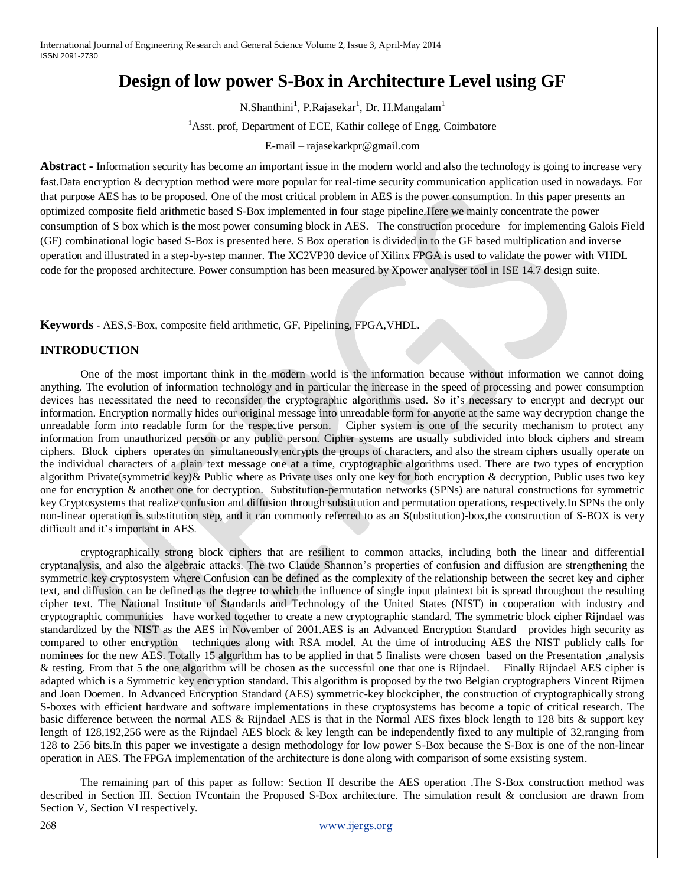# Design of low power S-Box in Architecture Level using GF

N.Shanthini[1], P.Rajasekar[1], Dr. H.Mangalam[1]

[1]Asst. prof, Department of ECE, Kathir college of Engg, Coimbatore

E-mail – rajasekarkpr@gmail.com

**Abstract -** Information security has become an important issue in the modern world and also the technology is going to increase very fast.Data encryption & decryption method were more popular for real-time security communication application used in nowadays. For that purpose AES has to be proposed. One of the most critical problem in AES is the power consumption. In this paper presents an optimized composite field arithmetic based S-Box implemented in four stage pipeline.Here we mainly concentrate the power consumption of S box which is the most power consuming block in AES. The construction procedure for implementing Galois Field (GF) combinational logic based S-Box is presented here. S Box operation is divided in to the GF based multiplication and inverse operation and illustrated in a step-by-step manner. The XC2VP30 device of Xilinx FPGA is used to validate the power with VHDL code for the proposed architecture. Power consumption has been measured by Xpower analyser tool in ISE 14.7 design suite.

**Keywords** - AES,S-Box, composite field arithmetic, GF, Pipelining, FPGA,VHDL.

## INTRODUCTION

One of the most important think in the modern world is the information because without information we cannot doing anything. The evolution of information technology and in particular the increase in the speed of processing and power consumption devices has necessitated the need to reconsider the cryptographic algorithms used. So it's necessary to encrypt and decrypt our information. Encryption normally hides our original message into unreadable form for anyone at the same way decryption change the unreadable form into readable form for the respective person. Cipher system is one of the security mechanism to protect any information from unauthorized person or any public person. Cipher systems are usually subdivided into block ciphers and stream ciphers. Block ciphers operates on simultaneously encrypts the groups of characters, and also the stream ciphers usually operate on the individual characters of a plain text message one at a time, cryptographic algorithms used. There are two types of encryption algorithm Private(symmetric key)& Public where as Private uses only one key for both encryption & decryption, Public uses two key one for encryption & another one for decryption. Substitution-permutation networks (SPNs) are natural constructions for symmetric key Cryptosystems that realize confusion and diffusion through substitution and permutation operations, respectively.In SPNs the only non-linear operation is substitution step, and it can commonly referred to as an S(ubstitution)-box,the construction of S-BOX is very difficult and it's important in AES.

cryptographically strong block ciphers that are resilient to common attacks, including both the linear and differential cryptanalysis, and also the algebraic attacks. The two Claude Shannon's properties of confusion and diffusion are strengthening the symmetric key cryptosystem where Confusion can be defined as the complexity of the relationship between the secret key and cipher text, and diffusion can be defined as the degree to which the influence of single input plaintext bit is spread throughout the resulting cipher text. The National Institute of Standards and Technology of the United States (NIST) in cooperation with industry and cryptographic communities have worked together to create a new cryptographic standard. The symmetric block cipher Rijndael was standardized by the NIST as the AES in November of 2001.AES is an Advanced Encryption Standard provides high security as compared to other encryption techniques along with RSA model. At the time of introducing AES the NIST publicly calls for nominees for the new AES. Totally 15 algorithm has to be applied in that 5 finalists were chosen based on the Presentation ,analysis & testing. From that 5 the one algorithm will be chosen as the successful one that one is Rijndael. Finally Rijndael AES cipher is adapted which is a Symmetric key encryption standard. This algorithm is proposed by the two Belgian cryptographers Vincent Rijmen and Joan Doemen. In Advanced Encryption Standard (AES) symmetric-key blockcipher, the construction of cryptographically strong S-boxes with efficient hardware and software implementations in these cryptosystems has become a topic of critical research. The basic difference between the normal AES & Rijndael AES is that in the Normal AES fixes block length to 128 bits & support key length of 128,192,256 were as the Rijndael AES block & key length can be independently fixed to any multiple of 32,ranging from 128 to 256 bits.In this paper we investigate a design methodology for low power S-Box because the S-Box is one of the non-linear operation in AES. The FPGA implementation of the architecture is done along with comparison of some exsisting system.

The remaining part of this paper as follow: Section II describe the AES operation .The S-Box construction method was described in Section III. Section IVcontain the Proposed S-Box architecture. The simulation result & conclusion are drawn from Section V, Section VI respectively.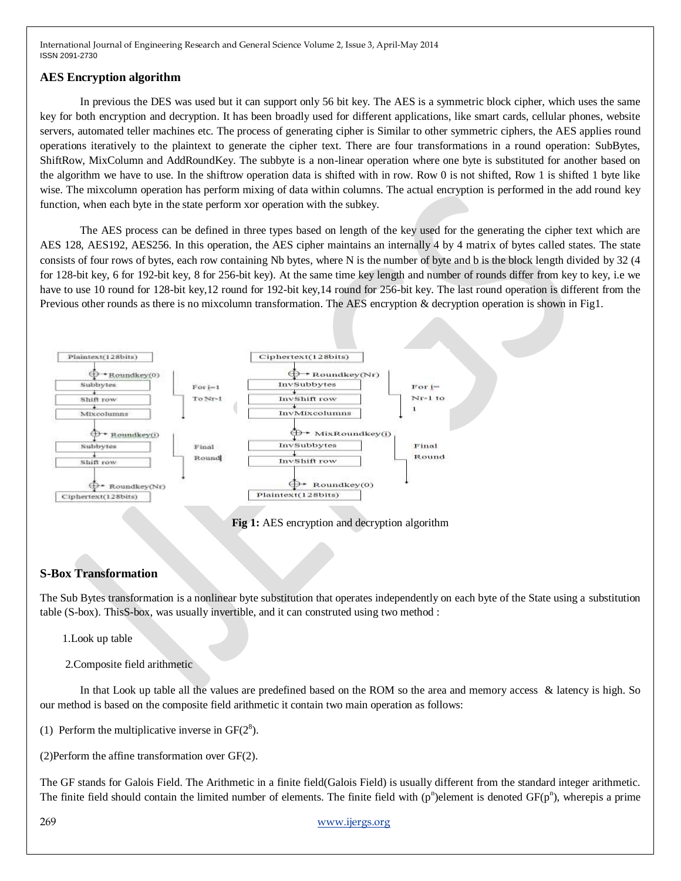## AES Encryption algorithm

In previous the DES was used but it can support only 56 bit key. The AES is a symmetric block cipher, which uses the same key for both encryption and decryption. It has been broadly used for different applications, like smart cards, cellular phones, website servers, automated teller machines etc. The process of generating cipher is Similar to other symmetric ciphers, the AES applies round operations iteratively to the plaintext to generate the cipher text. There are four transformations in a round operation: SubBytes, ShiftRow, MixColumn and AddRoundKey. The subbyte is a non-linear operation where one byte is substituted for another based on the algorithm we have to use. In the shiftrow operation data is shifted with in row. Row 0 is not shifted, Row 1 is shifted 1 byte like wise. The mixcolumn operation has perform mixing of data within columns. The actual encryption is performed in the add round key function, when each byte in the state perform xor operation with the subkey.

The AES process can be defined in three types based on length of the key used for the generating the cipher text which are AES 128, AES192, AES256. In this operation, the AES cipher maintains an internally 4 by 4 matrix of bytes called states. The state consists of four rows of bytes, each row containing Nb bytes, where N is the number of byte and b is the block length divided by 32 (4 for 128-bit key, 6 for 192-bit key, 8 for 256-bit key). At the same time key length and number of rounds differ from key to key, i.e we have to use 10 round for 128-bit key,12 round for 192-bit key,14 round for 256-bit key. The last round operation is different from the Previous other rounds as there is no mixcolumn transformation. The AES encryption & decryption operation is shown in Fig1.

```
Plaintext(128bits)                              Ciphertext(128bits)
    ⊕ ← Roundkey(0)                                 ⊕ ← Roundkey(Nr)
Subbytes              For i=1                   InvSubbytes            For i=
Shift row             To Nr-1                   InvShift row           Nr-1 to
Mixcolumns                                      InvMixcolumns          1
    ⊕ ← Roundkey(i)                                 ⊕ ← MixRoundkey(i)
Subbytes              Final                     InvSubbytes            Final
Shift row             Round                     InvShift row           Round
    ⊕ ← Roundkey(Nr)                                ⊕ ← Roundkey(0)
Ciphertext(128bits)                             Plaintext(128bits)
```

**Fig 1:** AES encryption and decryption algorithm

## S-Box Transformation

The Sub Bytes transformation is a nonlinear byte substitution that operates independently on each byte of the State using a substitution table (S-box). ThisS-box, was usually invertible, and it can construted using two method :

1.Look up table

2.Composite field arithmetic

In that Look up table all the values are predefined based on the ROM so the area and memory access & latency is high. So our method is based on the composite field arithmetic it contain two main operation as follows:

(1) Perform the multiplicative inverse in $GF(2^8)$.

(2)Perform the affine transformation over GF(2).

The GF stands for Galois Field. The Arithmetic in a finite field(Galois Field) is usually different from the standard integer arithmetic. The finite field should contain the limited number of elements. The finite field with ($p^n$)element is denoted $GF(p^n)$, wherepis a prime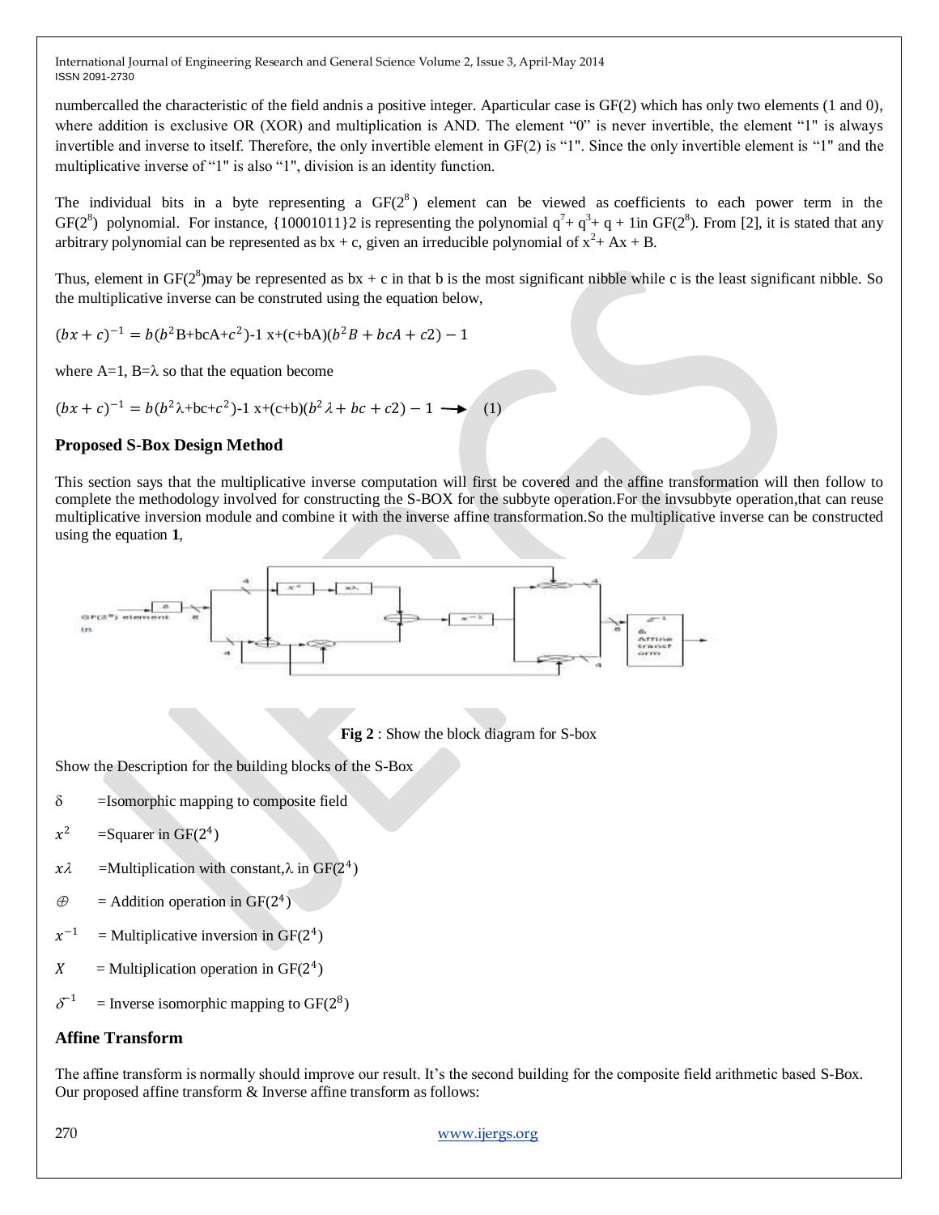numbercalled the characteristic of the field andnis a positive integer. Aparticular case is GF(2) which has only two elements (1 and 0), where addition is exclusive OR (XOR) and multiplication is AND. The element "0" is never invertible, the element "1" is always invertible and inverse to itself. Therefore, the only invertible element in GF(2) is "1". Since the only invertible element is "1" and the multiplicative inverse of "1" is also "1", division is an identity function.

The individual bits in a byte representing a $GF(2^8)$ element can be viewed as coefficients to each power term in the $GF(2^8)$ polynomial. For instance, $\{10001011\}_2$ is representing the polynomial $q^7 + q^3 + q + 1$in $GF(2^8)$. From [2], it is stated that any arbitrary polynomial can be represented as bx + c, given an irreducible polynomial of $x^2 + Ax + B$.

Thus, element in $GF(2^8)$may be represented as bx + c in that b is the most significant nibble while c is the least significant nibble. So the multiplicative inverse can be construted using the equation below,

$$(bx + c)^{-1} = b(b^2B + bcA + c^2)^{-1} x + (c + bA)(b^2B + bcA + c2)^{-1}$$

where A=1, B=λ so that the equation become

$$(bx + c)^{-1} = b(b^2\lambda + bc + c^2)^{-1} x + (c + b)(b^2\lambda + bc + c2)^{-1} \longrightarrow \quad (1)$$

## Proposed S-Box Design Method

This section says that the multiplicative inverse computation will first be covered and the affine transformation will then follow to complete the methodology involved for constructing the S-BOX for the subbyte operation.For the invsubbyte operation,that can reuse multiplicative inversion module and combine it with the inverse affine transformation.So the multiplicative inverse can be constructed using the equation **1**,

**Fig 2** : Show the block diagram for S-box

Show the Description for the building blocks of the S-Box

- δ =Isomorphic mapping to composite field
- $x^2$ =Squarer in $GF(2^4)$
- $x\lambda$ =Multiplication with constant,λ in $GF(2^4)$
- ⊕ = Addition operation in $GF(2^4)$
- $x^{-1}$ = Multiplicative inversion in $GF(2^4)$
- $X$ = Multiplication operation in $GF(2^4)$
- $\delta^{-1}$ = Inverse isomorphic mapping to $GF(2^8)$

## Affine Transform

The affine transform is normally should improve our result. It's the second building for the composite field arithmetic based S-Box. Our proposed affine transform & Inverse affine transform as follows: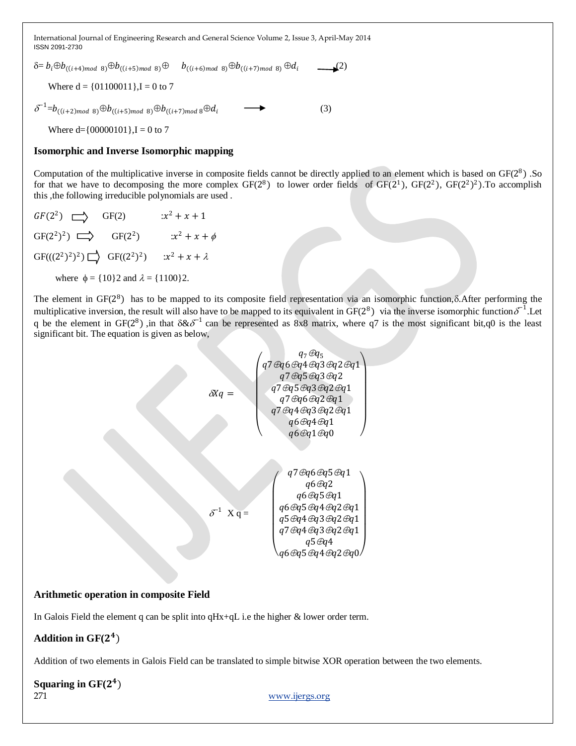$$\delta = b_i \oplus b_{((i+4)mod\ 8)} \oplus b_{((i+5)mod\ 8)} \oplus \quad b_{((i+6)mod\ 8)} \oplus b_{((i+7)mod\ 8)} \oplus d_i \quad \longrightarrow (2)$$

Where d = {01100011},I = 0 to 7

$$\delta^{-1} = b_{((i+2)mod\ 8)} \oplus b_{((i+5)mod\ 8)} \oplus b_{((i+7)mod\ 8} \oplus d_i \quad \longrightarrow \quad (3)$$

Where d={00000101},I = 0 to 7

### Isomorphic and Inverse Isomorphic mapping

Computation of the multiplicative inverse in composite fields cannot be directly applied to an element which is based on $GF(2^8)$ .So for that we have to decomposing the more complex $GF(2^8)$ to lower order fields of $GF(2^1)$, $GF(2^2)$, $GF((2^2)^2)$.To accomplish this ,the following irreducible polynomials are used .

$GF(2^2) \Rightarrow$ GF(2) $\quad :x^2 + x + 1$

$GF(2^2)^2) \Rightarrow$ $GF(2^2)$ $\quad :x^2 + x + \phi$

$GF(((2^2)^2)^2) \Rightarrow$ $GF((2^2)^2)$ $\quad :x^2 + x + \lambda$

where $\phi = \{10\}2$ and $\lambda = \{1100\}2$.

The element in $GF(2^8)$ has to be mapped to its composite field representation via an isomorphic function,δ.After performing the multiplicative inversion, the result will also have to be mapped to its equivalent in $GF(2^8)$ via the inverse isomorphic function $\delta^{-1}$.Let q be the element in $GF(2^8)$ ,in that $\delta \& \delta^{-1}$ can be represented as 8x8 matrix, where q7 is the most significant bit,q0 is the least significant bit. The equation is given as below,

$$\delta X q = \begin{pmatrix} q_7 \oplus q_5 \\ q7 \oplus q6 \oplus q4 \oplus q3 \oplus q2 \oplus q1 \\ q7 \oplus q5 \oplus q3 \oplus q2 \\ q7 \oplus q5 \oplus q3 \oplus q2 \oplus q1 \\ q7 \oplus q6 \oplus q2 \oplus q1 \\ q7 \oplus q4 \oplus q3 \oplus q2 \oplus q1 \\ q6 \oplus q4 \oplus q1 \\ q6 \oplus q1 \oplus q0 \end{pmatrix}$$

$$\delta^{-1} \text{ X q} = \begin{pmatrix} q7 \oplus q6 \oplus q5 \oplus q1 \\ q6 \oplus q2 \\ q6 \oplus q5 \oplus q1 \\ q6 \oplus q5 \oplus q4 \oplus q2 \oplus q1 \\ q5 \oplus q4 \oplus q3 \oplus q2 \oplus q1 \\ q7 \oplus q4 \oplus q3 \oplus q2 \oplus q1 \\ q5 \oplus q4 \\ q6 \oplus q5 \oplus q4 \oplus q2 \oplus q0 \end{pmatrix}$$

### Arithmetic operation in composite Field

In Galois Field the element q can be split into qHx+qL i.e the higher & lower order term.

### Addition in $GF(2^4)$

Addition of two elements in Galois Field can be translated to simple bitwise XOR operation between the two elements.

### Squaring in $GF(2^4)$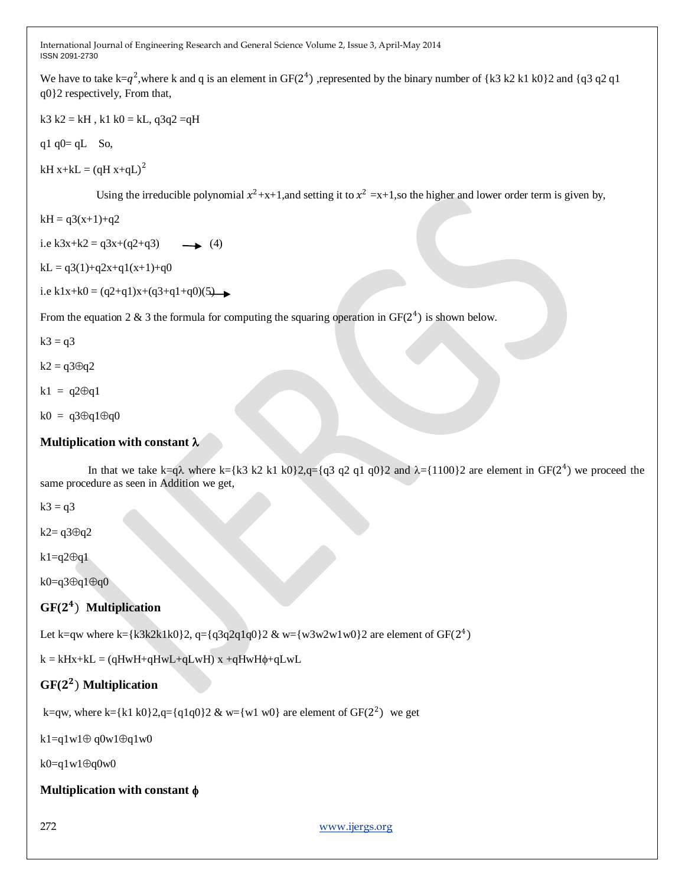We have to take $k=q^2$,where k and q is an element in $GF(2^4)$ ,represented by the binary number of {k3 k2 k1 k0}2 and {q3 q2 q1 q0}2 respectively, From that,

k3 k2 = kH , k1 k0 = kL, q3q2 =qH

q1 q0= qL   So,

$kH\ x+kL = (qH\ x+qL)^2$

Using the irreducible polynomial $x^2$+x+1,and setting it to $x^2$ =x+1,so the higher and lower order term is given by,

kH = q3(x+1)+q2

i.e k3x+k2 = q3x+(q2+q3) $\longrightarrow$ (4)

kL = q3(1)+q2x+q1(x+1)+q0

i.e k1x+k0 = (q2+q1)x+(q3+q1+q0)(5)$\longrightarrow$

From the equation 2 & 3 the formula for computing the squaring operation in $GF(2^4)$ is shown below.

k3 = q3

k2 = q3⊕q2

k1 = q2⊕q1

k0 = q3⊕q1⊕q0

### Multiplication with constant λ

In that we take k=qλ where k={k3 k2 k1 k0}2,q={q3 q2 q1 q0}2 and λ={1100}2 are element in $GF(2^4)$ we proceed the same procedure as seen in Addition we get,

k3 = q3

k2= q3⊕q2

k1=q2⊕q1

k0=q3⊕q1⊕q0

### $GF(2^4)$ Multiplication

Let k=qw where k={k3k2k1k0}2, q={q3q2q1q0}2 & w={w3w2w1w0}2 are element of $GF(2^4)$

k = kHx+kL = (qHwH+qHwL+qLwH) x +qHwHϕ+qLwL

### $GF(2^2)$ Multiplication

k=qw, where k={k1 k0}2,q={q1q0}2 & w={w1 w0} are element of $GF(2^2)$ we get

k1=q1w1⊕ q0w1⊕q1w0

k0=q1w1⊕q0w0

### Multiplication with constant ϕ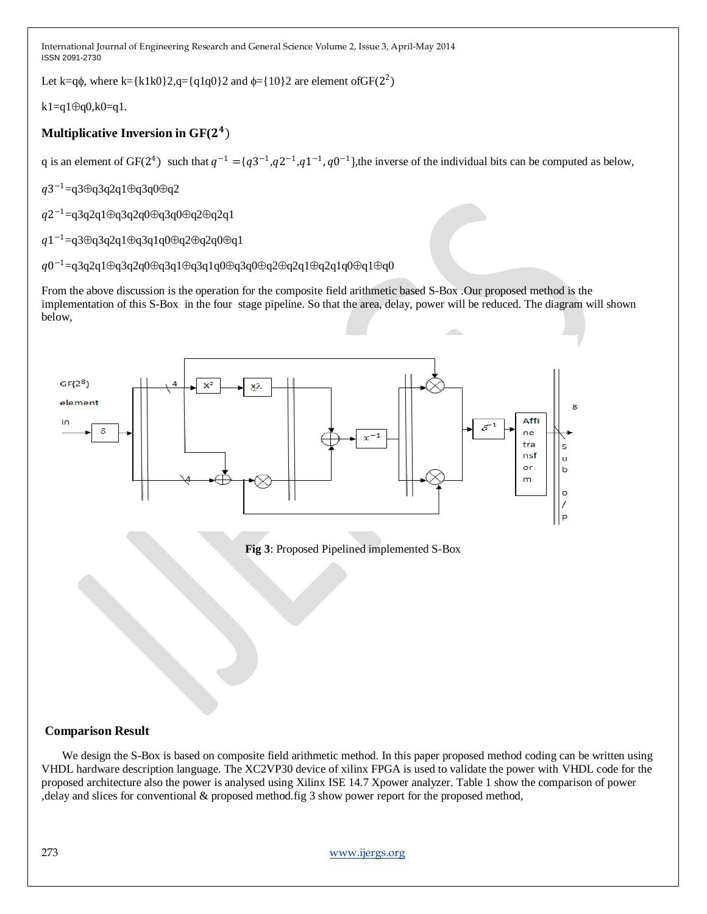Let $k=q\phi$, where $k=\{k1k0\}2$, $q=\{q1q0\}2$ and $\phi=\{10\}2$ are element of $GF(2^2)$

$k1=q1\oplus q0, k0=q1$.

### Multiplicative Inversion in $GF(2^4)$

q is an element of $GF(2^4)$ such that $q^{-1}=\{q3^{-1},q2^{-1},q1^{-1},q0^{-1}\}$,the inverse of the individual bits can be computed as below,

$q3^{-1}=q3\oplus q3q2q1\oplus q3q0\oplus q2$

$q2^{-1}=q3q2q1\oplus q3q2q0\oplus q3q0\oplus q2\oplus q2q1$

$q1^{-1}=q3\oplus q3q2q1\oplus q3q1q0\oplus q2\oplus q2q0\oplus q1$

$q0^{-1}=q3q2q1\oplus q3q2q0\oplus q3q1\oplus q3q1q0\oplus q3q0\oplus q2\oplus q2q1\oplus q2q1q0\oplus q1\oplus q0$

From the above discussion is the operation for the composite field arithmetic based S-Box .Our proposed method is the implementation of this S-Box in the four stage pipeline. So that the area, delay, power will be reduced. The diagram will shown below,

**Fig 3**: Proposed Pipelined implemented S-Box

### Comparison Result

We design the S-Box is based on composite field arithmetic method. In this paper proposed method coding can be written using VHDL hardware description language. The XC2VP30 device of xilinx FPGA is used to validate the power with VHDL code for the proposed architecture also the power is analysed using Xilinx ISE 14.7 Xpower analyzer. Table 1 show the comparison of power ,delay and slices for conventional & proposed method.fig 3 show power report for the proposed method,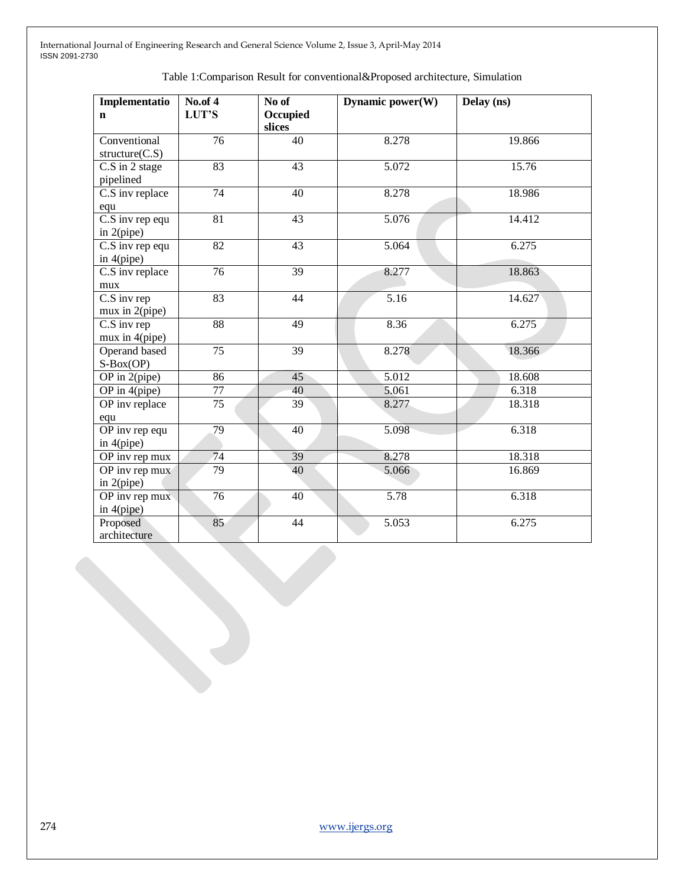Table 1:Comparison Result for conventional&Proposed architecture, Simulation

| Implementation | No.of 4 LUT'S | No of Occupied slices | Dynamic power(W) | Delay (ns) |
|---|---|---|---|---|
| Conventional structure(C.S) | 76 | 40 | 8.278 | 19.866 |
| C.S in 2 stage pipelined | 83 | 43 | 5.072 | 15.76 |
| C.S inv replace equ | 74 | 40 | 8.278 | 18.986 |
| C.S inv rep equ in 2(pipe) | 81 | 43 | 5.076 | 14.412 |
| C.S inv rep equ in 4(pipe) | 82 | 43 | 5.064 | 6.275 |
| C.S inv replace mux | 76 | 39 | 8.277 | 18.863 |
| C.S inv rep mux in 2(pipe) | 83 | 44 | 5.16 | 14.627 |
| C.S inv rep mux in 4(pipe) | 88 | 49 | 8.36 | 6.275 |
| Operand based S-Box(OP) | 75 | 39 | 8.278 | 18.366 |
| OP in 2(pipe) | 86 | 45 | 5.012 | 18.608 |
| OP in 4(pipe) | 77 | 40 | 5.061 | 6.318 |
| OP inv replace equ | 75 | 39 | 8.277 | 18.318 |
| OP inv rep equ in 4(pipe) | 79 | 40 | 5.098 | 6.318 |
| OP inv rep mux | 74 | 39 | 8.278 | 18.318 |
| OP inv rep mux in 2(pipe) | 79 | 40 | 5.066 | 16.869 |
| OP inv rep mux in 4(pipe) | 76 | 40 | 5.78 | 6.318 |
| Proposed architecture | 85 | 44 | 5.053 | 6.275 |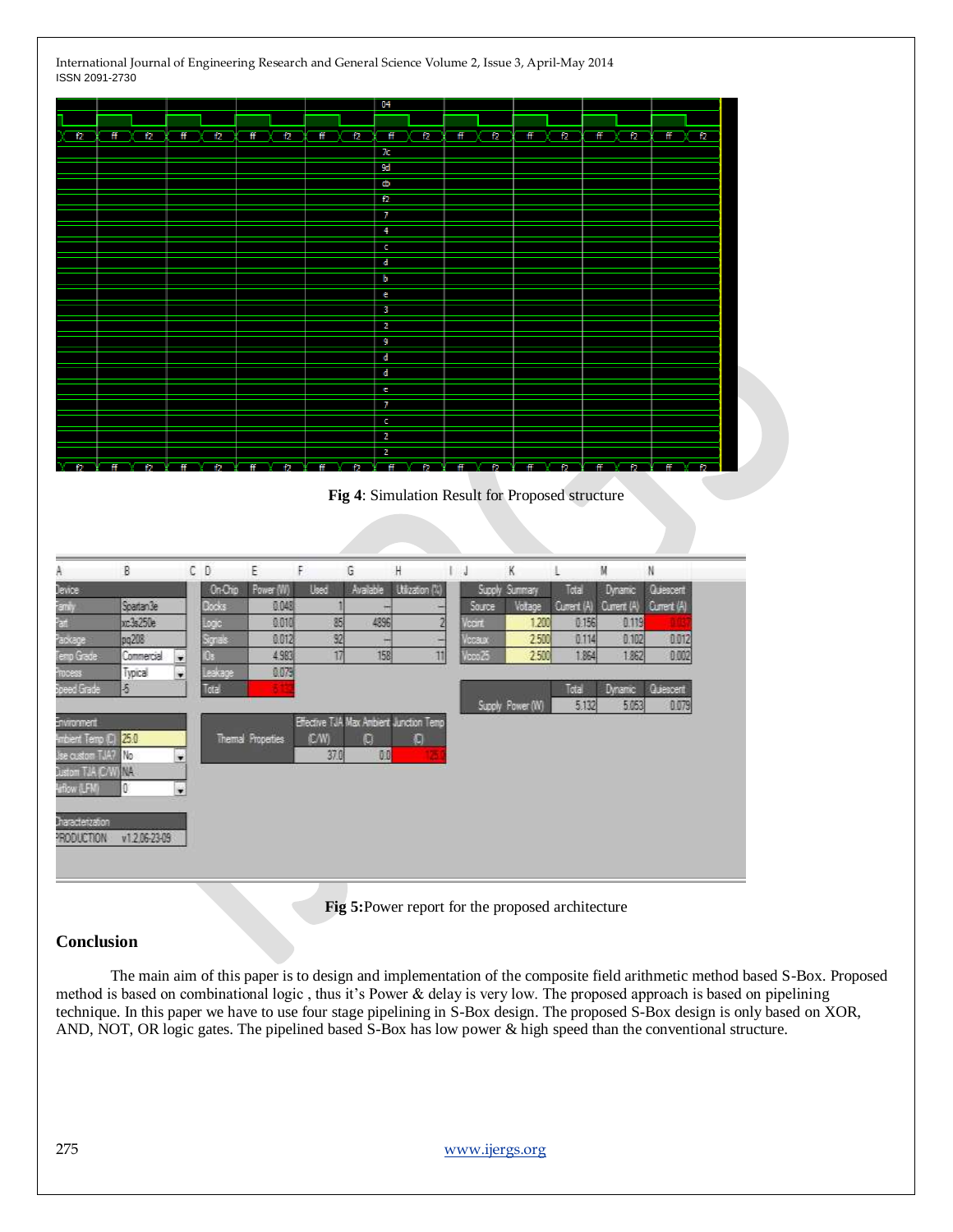Fig 4: Simulation Result for Proposed structure

Fig 5: Power report for the proposed architecture

## Conclusion

The main aim of this paper is to design and implementation of the composite field arithmetic method based S-Box. Proposed method is based on combinational logic , thus it's Power & delay is very low. The proposed approach is based on pipelining technique. In this paper we have to use four stage pipelining in S-Box design. The proposed S-Box design is only based on XOR, AND, NOT, OR logic gates. The pipelined based S-Box has low power & high speed than the conventional structure.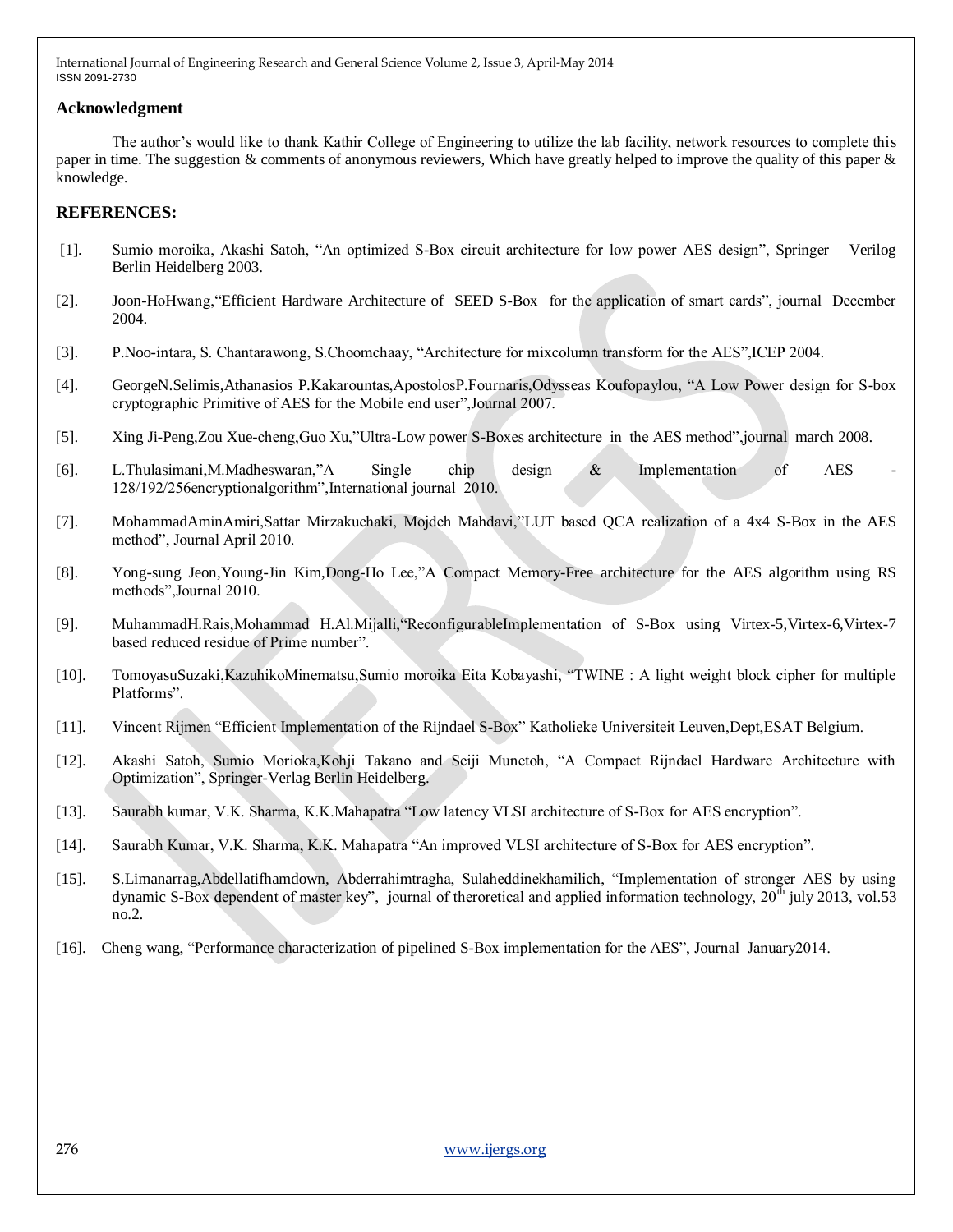## Acknowledgment

The author's would like to thank Kathir College of Engineering to utilize the lab facility, network resources to complete this paper in time. The suggestion & comments of anonymous reviewers, Which have greatly helped to improve the quality of this paper & knowledge.

## REFERENCES:

[1]. Sumio moroika, Akashi Satoh, "An optimized S-Box circuit architecture for low power AES design", Springer – Verilog Berlin Heidelberg 2003.

[2]. Joon-HoHwang,"Efficient Hardware Architecture of SEED S-Box for the application of smart cards", journal December 2004.

[3]. P.Noo-intara, S. Chantarawong, S.Choomchaay, "Architecture for mixcolumn transform for the AES",ICEP 2004.

[4]. GeorgeN.Selimis,Athanasios P.Kakarountas,ApostolosP.Fournaris,Odysseas Koufopaylou, "A Low Power design for S-box cryptographic Primitive of AES for the Mobile end user",Journal 2007.

[5]. Xing Ji-Peng,Zou Xue-cheng,Guo Xu,"Ultra-Low power S-Boxes architecture in the AES method",journal march 2008.

[6]. L.Thulasimani,M.Madheswaran,"A Single chip design & Implementation of AES - 128/192/256encryptionalgorithm",International journal 2010.

[7]. MohammadAminAmiri,Sattar Mirzakuchaki, Mojdeh Mahdavi,"LUT based QCA realization of a 4x4 S-Box in the AES method", Journal April 2010.

[8]. Yong-sung Jeon,Young-Jin Kim,Dong-Ho Lee,"A Compact Memory-Free architecture for the AES algorithm using RS methods",Journal 2010.

[9]. MuhammadH.Rais,Mohammad H.Al.Mijalli,"ReconfigurableImplementation of S-Box using Virtex-5,Virtex-6,Virtex-7 based reduced residue of Prime number".

[10]. TomoyasuSuzaki,KazuhikoMinematsu,Sumio moroika Eita Kobayashi, "TWINE : A light weight block cipher for multiple Platforms".

[11]. Vincent Rijmen "Efficient Implementation of the Rijndael S-Box" Katholieke Universiteit Leuven,Dept,ESAT Belgium.

[12]. Akashi Satoh, Sumio Morioka,Kohji Takano and Seiji Munetoh, "A Compact Rijndael Hardware Architecture with Optimization", Springer-Verlag Berlin Heidelberg.

[13]. Saurabh kumar, V.K. Sharma, K.K.Mahapatra "Low latency VLSI architecture of S-Box for AES encryption".

[14]. Saurabh Kumar, V.K. Sharma, K.K. Mahapatra "An improved VLSI architecture of S-Box for AES encryption".

[15]. S.Limanarrag,Abdellatifhamdown, Abderrahimtragha, Sulaheddinekhamilich, "Implementation of stronger AES by using dynamic S-Box dependent of master key", journal of theroretical and applied information technology, 20th july 2013, vol.53 no.2.

[16]. Cheng wang, "Performance characterization of pipelined S-Box implementation for the AES", Journal January2014.